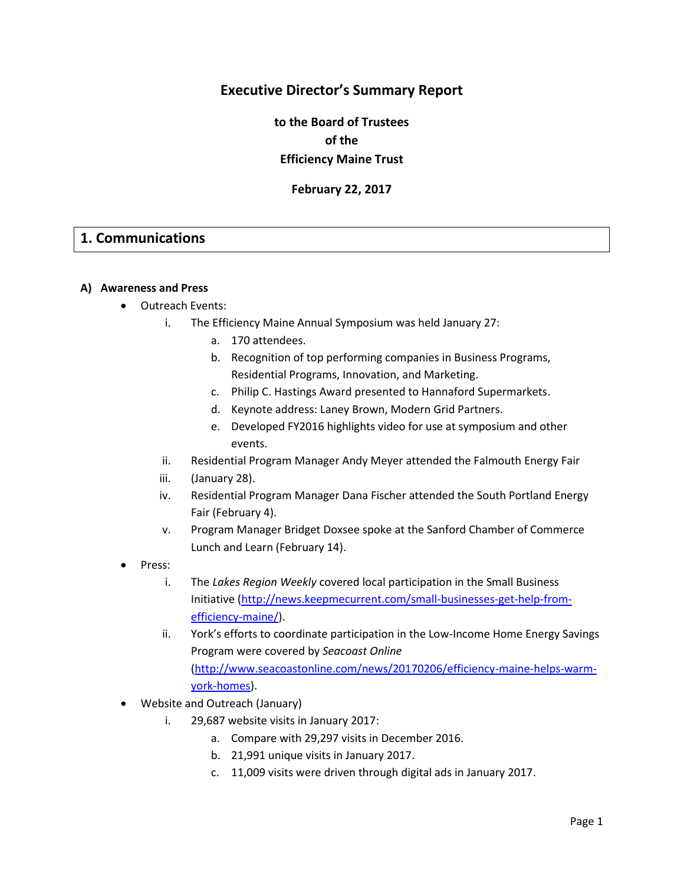# Executive Director's Summary Report

**to the Board of Trustees**
**of the**
**Efficiency Maine Trust**

**February 22, 2017**

## 1. Communications

### A) Awareness and Press

- Outreach Events:
  - i. The Efficiency Maine Annual Symposium was held January 27:
    - a. 170 attendees.
    - b. Recognition of top performing companies in Business Programs, Residential Programs, Innovation, and Marketing.
    - c. Philip C. Hastings Award presented to Hannaford Supermarkets.
    - d. Keynote address: Laney Brown, Modern Grid Partners.
    - e. Developed FY2016 highlights video for use at symposium and other events.
  - ii. Residential Program Manager Andy Meyer attended the Falmouth Energy Fair
  - iii. (January 28).
  - iv. Residential Program Manager Dana Fischer attended the South Portland Energy Fair (February 4).
  - v. Program Manager Bridget Doxsee spoke at the Sanford Chamber of Commerce Lunch and Learn (February 14).
- Press:
  - i. The *Lakes Region Weekly* covered local participation in the Small Business Initiative (http://news.keepmecurrent.com/small-businesses-get-help-from-efficiency-maine/).
  - ii. York's efforts to coordinate participation in the Low-Income Home Energy Savings Program were covered by *Seacoast Online* (http://www.seacoastonline.com/news/20170206/efficiency-maine-helps-warm-york-homes).
- Website and Outreach (January)
  - i. 29,687 website visits in January 2017:
    - a. Compare with 29,297 visits in December 2016.
    - b. 21,991 unique visits in January 2017.
    - c. 11,009 visits were driven through digital ads in January 2017.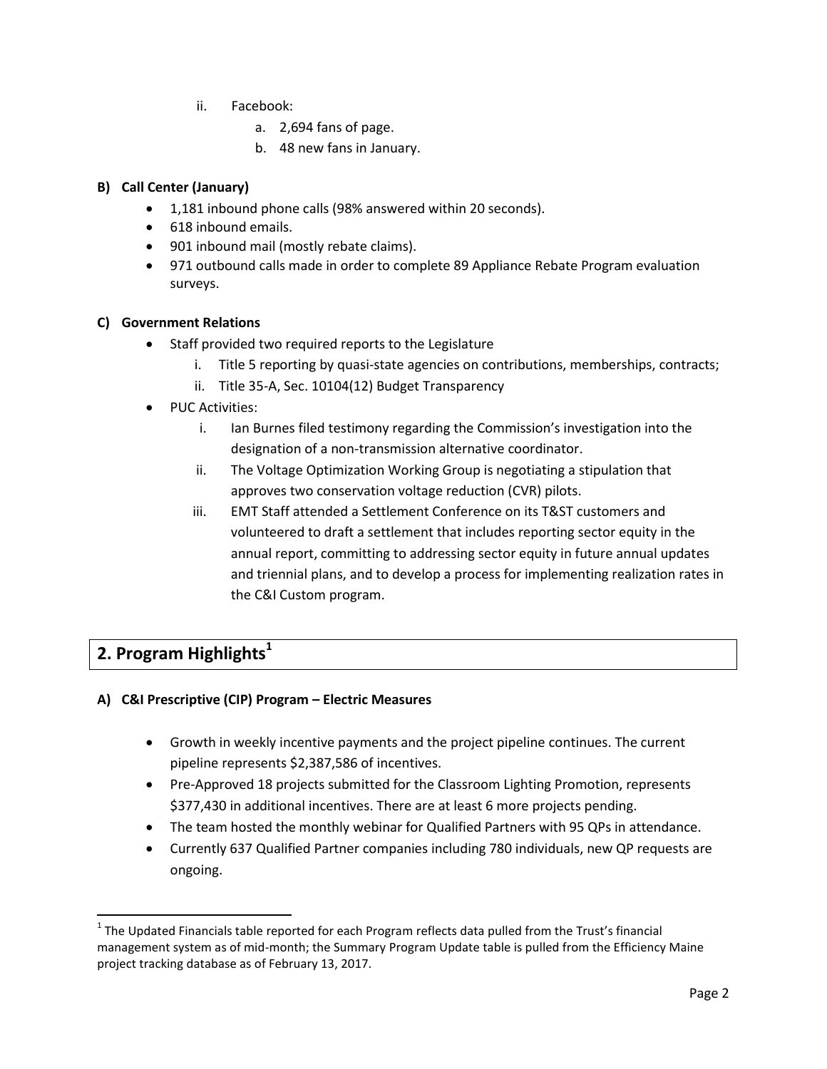ii. Facebook:
   a. 2,694 fans of page.
   b. 48 new fans in January.

**B) Call Center (January)**

- 1,181 inbound phone calls (98% answered within 20 seconds).
- 618 inbound emails.
- 901 inbound mail (mostly rebate claims).
- 971 outbound calls made in order to complete 89 Appliance Rebate Program evaluation surveys.

**C) Government Relations**

- Staff provided two required reports to the Legislature
  i. Title 5 reporting by quasi-state agencies on contributions, memberships, contracts;
  ii. Title 35-A, Sec. 10104(12) Budget Transparency
- PUC Activities:
  i. Ian Burnes filed testimony regarding the Commission's investigation into the designation of a non-transmission alternative coordinator.
  ii. The Voltage Optimization Working Group is negotiating a stipulation that approves two conservation voltage reduction (CVR) pilots.
  iii. EMT Staff attended a Settlement Conference on its T&ST customers and volunteered to draft a settlement that includes reporting sector equity in the annual report, committing to addressing sector equity in future annual updates and triennial plans, and to develop a process for implementing realization rates in the C&I Custom program.

## 2. Program Highlights[1]

**A) C&I Prescriptive (CIP) Program – Electric Measures**

- Growth in weekly incentive payments and the project pipeline continues. The current pipeline represents $2,387,586 of incentives.
- Pre-Approved 18 projects submitted for the Classroom Lighting Promotion, represents $377,430 in additional incentives. There are at least 6 more projects pending.
- The team hosted the monthly webinar for Qualified Partners with 95 QPs in attendance.
- Currently 637 Qualified Partner companies including 780 individuals, new QP requests are ongoing.

[1] The Updated Financials table reported for each Program reflects data pulled from the Trust's financial management system as of mid-month; the Summary Program Update table is pulled from the Efficiency Maine project tracking database as of February 13, 2017.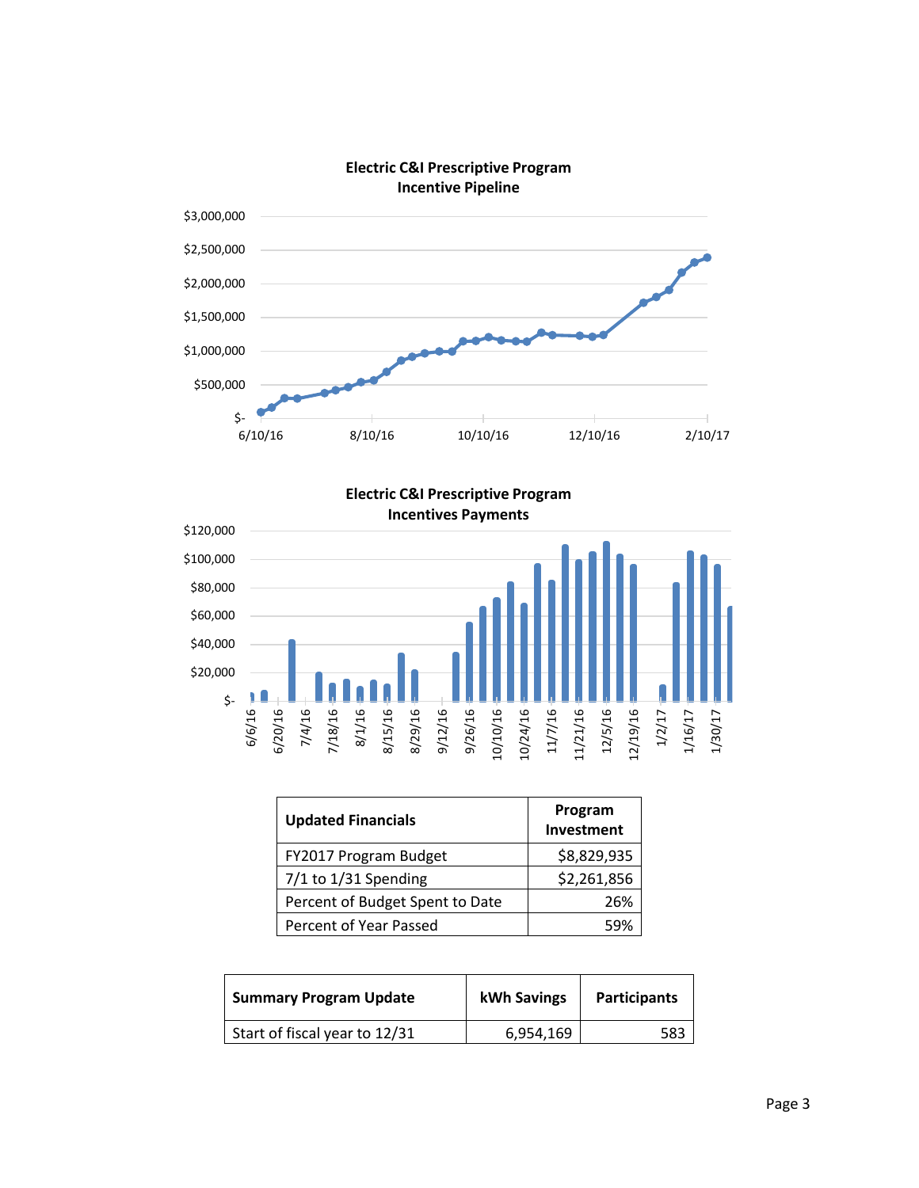**Electric C&I Prescriptive Program**
**Incentive Pipeline**

**Electric C&I Prescriptive Program**
**Incentives Payments**

| Updated Financials | Program Investment |
|---|---|
| FY2017 Program Budget | $8,829,935 |
| 7/1 to 1/31 Spending | $2,261,856 |
| Percent of Budget Spent to Date | 26% |
| Percent of Year Passed | 59% |

| Summary Program Update | kWh Savings | Participants |
|---|---|---|
| Start of fiscal year to 12/31 | 6,954,169 | 583 |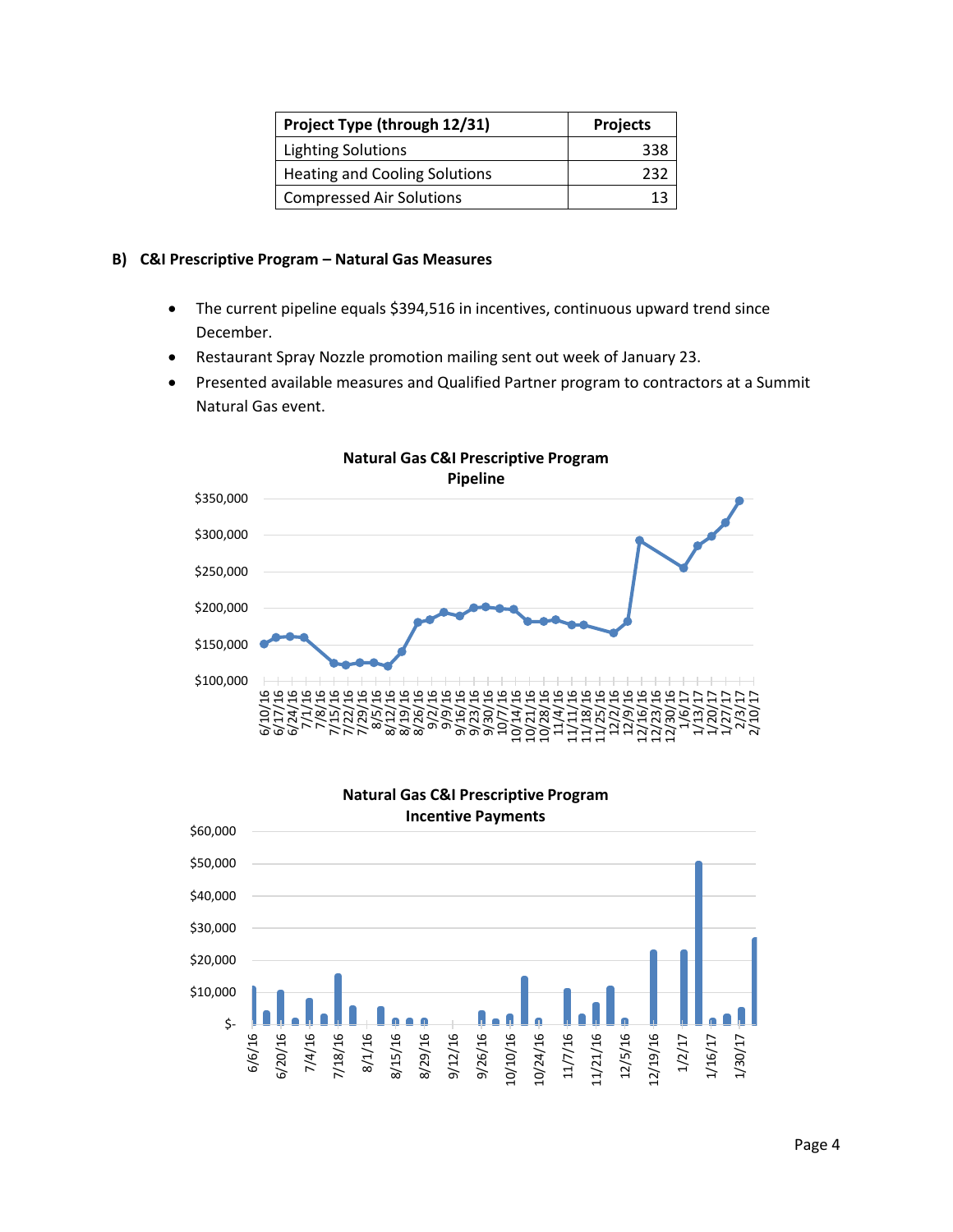| Project Type (through 12/31) | Projects |
|---|---|
| Lighting Solutions | 338 |
| Heating and Cooling Solutions | 232 |
| Compressed Air Solutions | 13 |

### B) C&I Prescriptive Program – Natural Gas Measures

- The current pipeline equals $394,516 in incentives, continuous upward trend since December.
- Restaurant Spray Nozzle promotion mailing sent out week of January 23.
- Presented available measures and Qualified Partner program to contractors at a Summit Natural Gas event.

**Natural Gas C&I Prescriptive Program Pipeline**

**Natural Gas C&I Prescriptive Program Incentive Payments**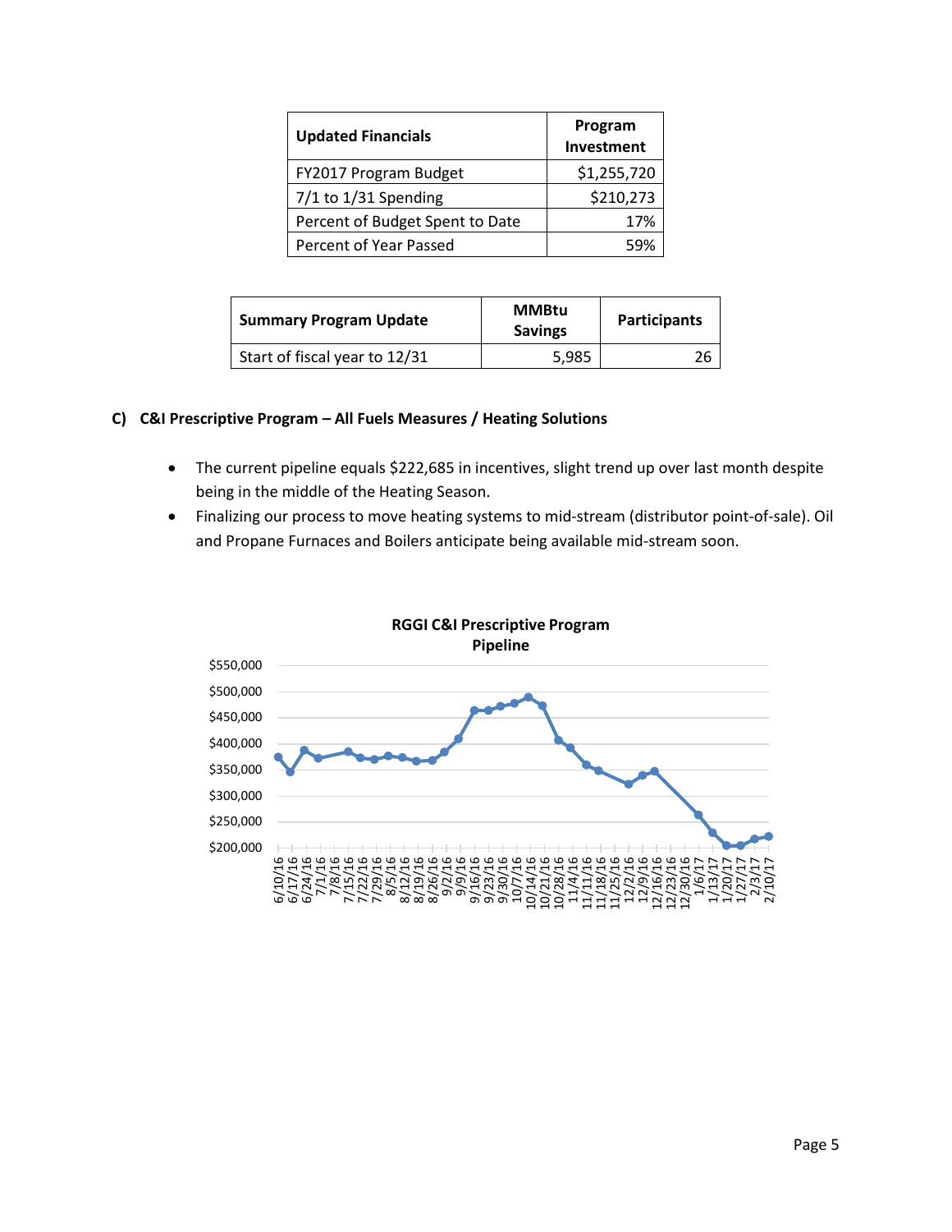| Updated Financials | Program Investment |
| --- | --- |
| FY2017 Program Budget | $1,255,720 |
| 7/1 to 1/31 Spending | $210,273 |
| Percent of Budget Spent to Date | 17% |
| Percent of Year Passed | 59% |

| Summary Program Update | MMBtu Savings | Participants |
| --- | --- | --- |
| Start of fiscal year to 12/31 | 5,985 | 26 |

### C) C&I Prescriptive Program – All Fuels Measures / Heating Solutions

- The current pipeline equals $222,685 in incentives, slight trend up over last month despite being in the middle of the Heating Season.
- Finalizing our process to move heating systems to mid-stream (distributor point-of-sale). Oil and Propane Furnaces and Boilers anticipate being available mid-stream soon.

**RGGI C&I Prescriptive Program Pipeline**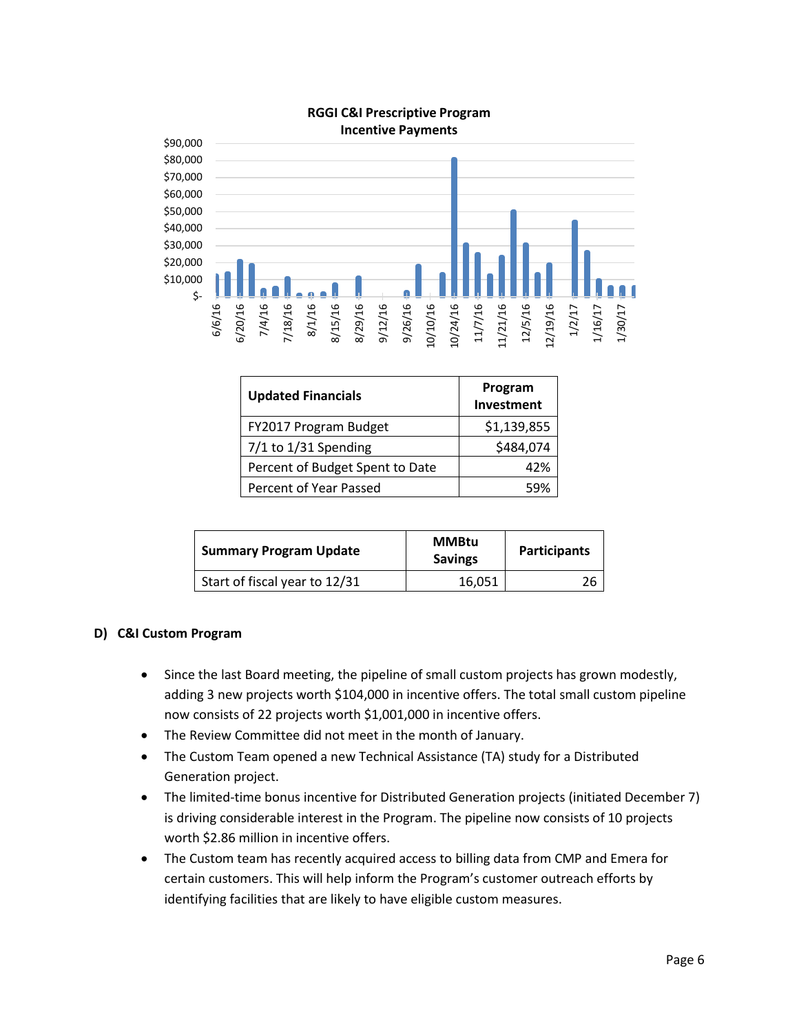**RGGI C&I Prescriptive Program**
**Incentive Payments**

| Updated Financials | Program Investment |
|---|---|
| FY2017 Program Budget | $1,139,855 |
| 7/1 to 1/31 Spending | $484,074 |
| Percent of Budget Spent to Date | 42% |
| Percent of Year Passed | 59% |

| Summary Program Update | MMBtu Savings | Participants |
|---|---|---|
| Start of fiscal year to 12/31 | 16,051 | 26 |

### D) C&I Custom Program

- Since the last Board meeting, the pipeline of small custom projects has grown modestly, adding 3 new projects worth $104,000 in incentive offers. The total small custom pipeline now consists of 22 projects worth $1,001,000 in incentive offers.
- The Review Committee did not meet in the month of January.
- The Custom Team opened a new Technical Assistance (TA) study for a Distributed Generation project.
- The limited-time bonus incentive for Distributed Generation projects (initiated December 7) is driving considerable interest in the Program. The pipeline now consists of 10 projects worth $2.86 million in incentive offers.
- The Custom team has recently acquired access to billing data from CMP and Emera for certain customers. This will help inform the Program's customer outreach efforts by identifying facilities that are likely to have eligible custom measures.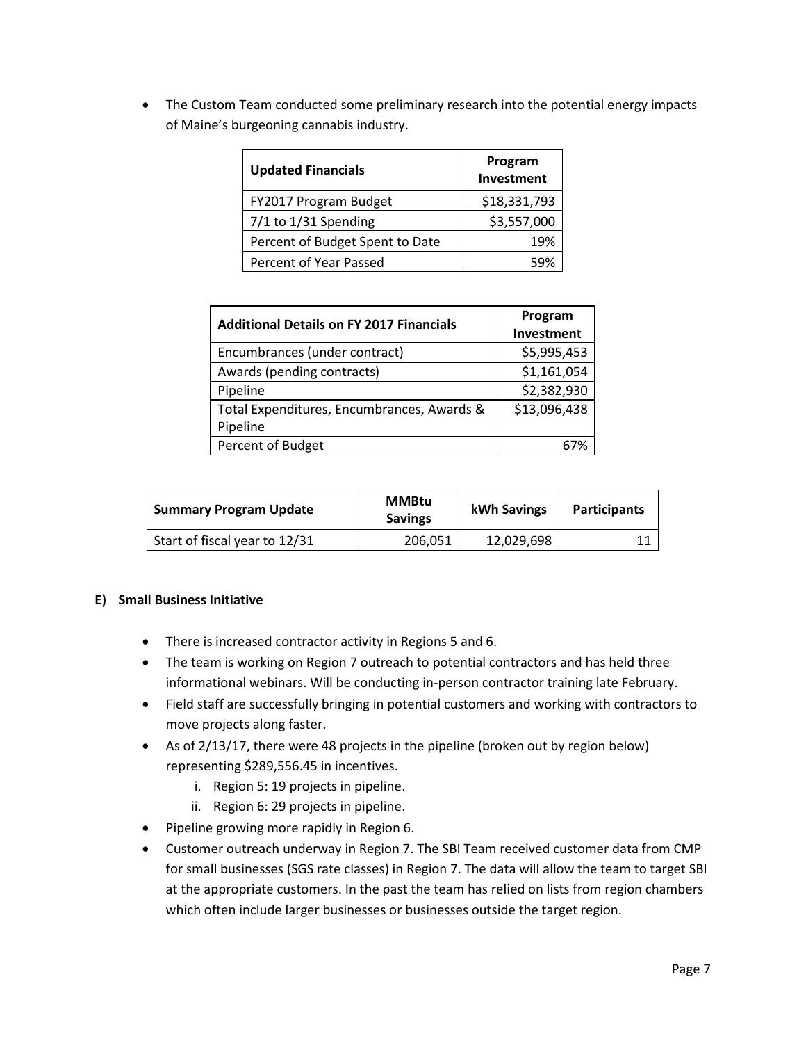- The Custom Team conducted some preliminary research into the potential energy impacts of Maine's burgeoning cannabis industry.

| Updated Financials | Program Investment |
|---|---|
| FY2017 Program Budget | $18,331,793 |
| 7/1 to 1/31 Spending | $3,557,000 |
| Percent of Budget Spent to Date | 19% |
| Percent of Year Passed | 59% |

| Additional Details on FY 2017 Financials | Program Investment |
|---|---|
| Encumbrances (under contract) | $5,995,453 |
| Awards (pending contracts) | $1,161,054 |
| Pipeline | $2,382,930 |
| Total Expenditures, Encumbrances, Awards & Pipeline | $13,096,438 |
| Percent of Budget | 67% |

| Summary Program Update | MMBtu Savings | kWh Savings | Participants |
|---|---|---|---|
| Start of fiscal year to 12/31 | 206,051 | 12,029,698 | 11 |

### E) Small Business Initiative

- There is increased contractor activity in Regions 5 and 6.
- The team is working on Region 7 outreach to potential contractors and has held three informational webinars. Will be conducting in-person contractor training late February.
- Field staff are successfully bringing in potential customers and working with contractors to move projects along faster.
- As of 2/13/17, there were 48 projects in the pipeline (broken out by region below) representing $289,556.45 in incentives.
    i. Region 5: 19 projects in pipeline.
    ii. Region 6: 29 projects in pipeline.
- Pipeline growing more rapidly in Region 6.
- Customer outreach underway in Region 7. The SBI Team received customer data from CMP for small businesses (SGS rate classes) in Region 7. The data will allow the team to target SBI at the appropriate customers. In the past the team has relied on lists from region chambers which often include larger businesses or businesses outside the target region.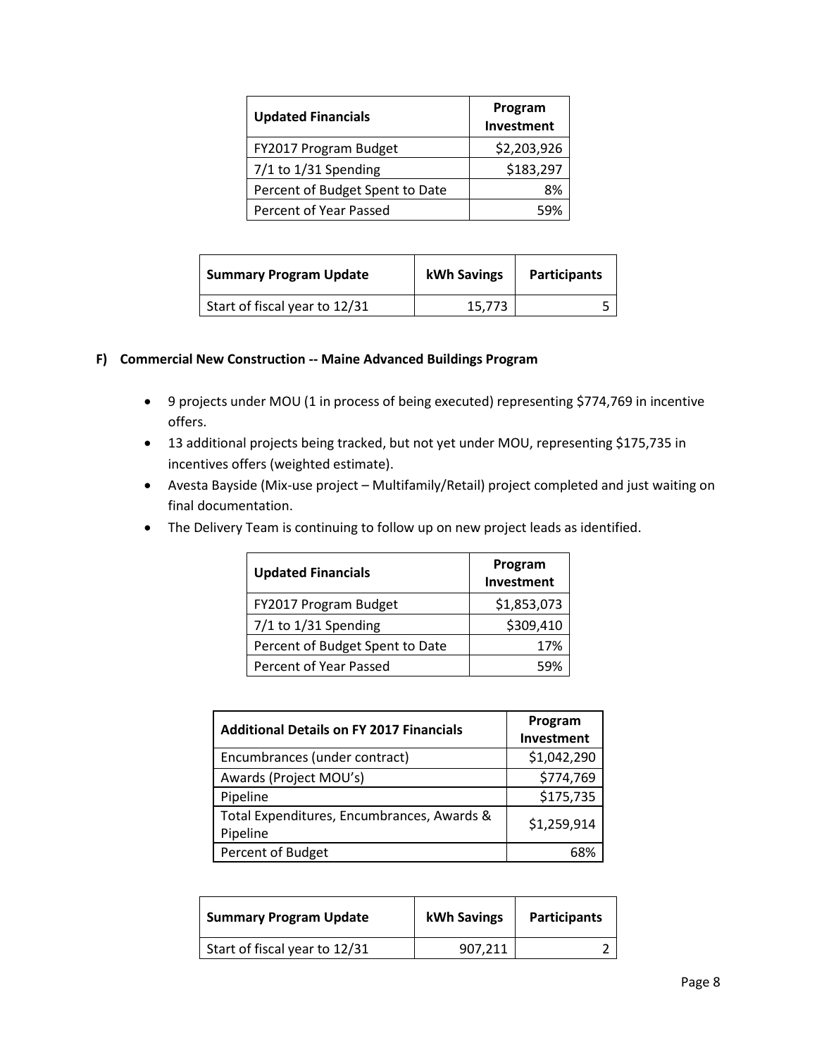| Updated Financials | Program Investment |
|---|---|
| FY2017 Program Budget | $2,203,926 |
| 7/1 to 1/31 Spending | $183,297 |
| Percent of Budget Spent to Date | 8% |
| Percent of Year Passed | 59% |

| Summary Program Update | kWh Savings | Participants |
|---|---|---|
| Start of fiscal year to 12/31 | 15,773 | 5 |

**F) Commercial New Construction -- Maine Advanced Buildings Program**

- 9 projects under MOU (1 in process of being executed) representing $774,769 in incentive offers.
- 13 additional projects being tracked, but not yet under MOU, representing $175,735 in incentives offers (weighted estimate).
- Avesta Bayside (Mix-use project – Multifamily/Retail) project completed and just waiting on final documentation.
- The Delivery Team is continuing to follow up on new project leads as identified.

| Updated Financials | Program Investment |
|---|---|
| FY2017 Program Budget | $1,853,073 |
| 7/1 to 1/31 Spending | $309,410 |
| Percent of Budget Spent to Date | 17% |
| Percent of Year Passed | 59% |

| Additional Details on FY 2017 Financials | Program Investment |
|---|---|
| Encumbrances (under contract) | $1,042,290 |
| Awards (Project MOU's) | $774,769 |
| Pipeline | $175,735 |
| Total Expenditures, Encumbrances, Awards & Pipeline | $1,259,914 |
| Percent of Budget | 68% |

| Summary Program Update | kWh Savings | Participants |
|---|---|---|
| Start of fiscal year to 12/31 | 907,211 | 2 |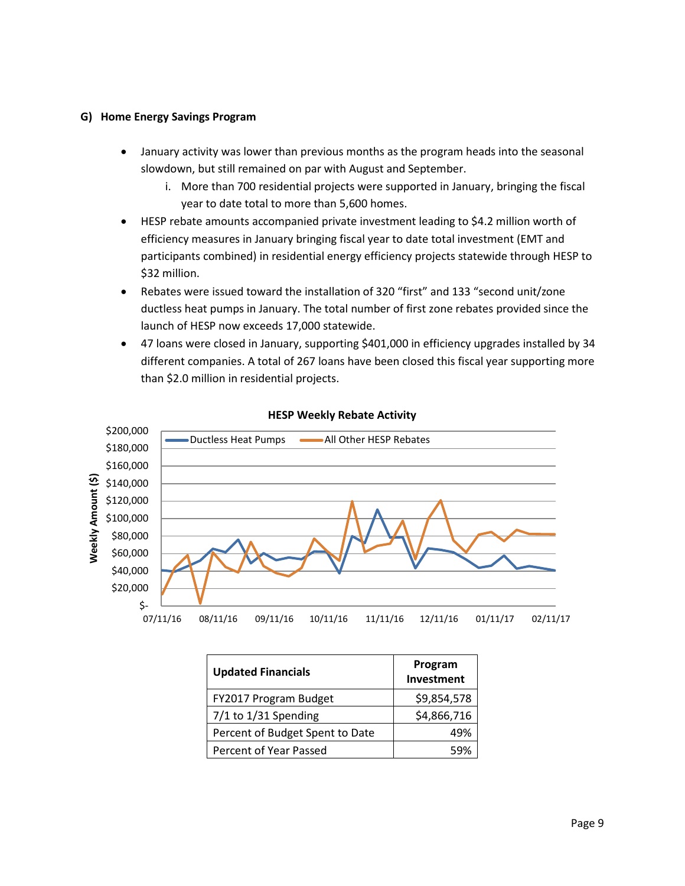## G) Home Energy Savings Program

- January activity was lower than previous months as the program heads into the seasonal slowdown, but still remained on par with August and September.
    i. More than 700 residential projects were supported in January, bringing the fiscal year to date total to more than 5,600 homes.
- HESP rebate amounts accompanied private investment leading to $4.2 million worth of efficiency measures in January bringing fiscal year to date total investment (EMT and participants combined) in residential energy efficiency projects statewide through HESP to $32 million.
- Rebates were issued toward the installation of 320 "first" and 133 "second unit/zone ductless heat pumps in January. The total number of first zone rebates provided since the launch of HESP now exceeds 17,000 statewide.
- 47 loans were closed in January, supporting $401,000 in efficiency upgrades installed by 34 different companies. A total of 267 loans have been closed this fiscal year supporting more than $2.0 million in residential projects.

**HESP Weekly Rebate Activity**

| Updated Financials | Program Investment |
|---|---|
| FY2017 Program Budget | $9,854,578 |
| 7/1 to 1/31 Spending | $4,866,716 |
| Percent of Budget Spent to Date | 49% |
| Percent of Year Passed | 59% |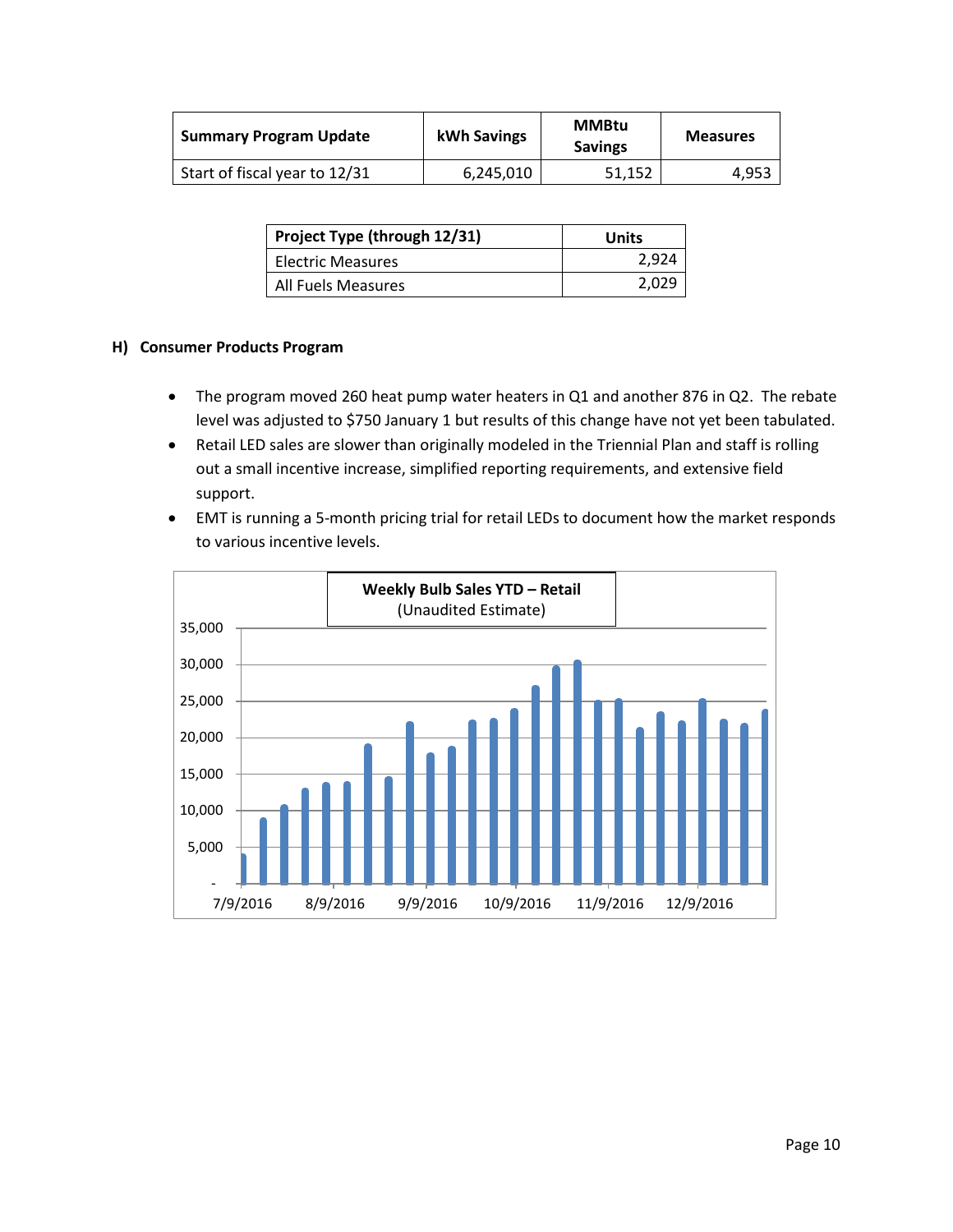| Summary Program Update | kWh Savings | MMBtu Savings | Measures |
| --- | --- | --- | --- |
| Start of fiscal year to 12/31 | 6,245,010 | 51,152 | 4,953 |

| Project Type (through 12/31) | Units |
| --- | --- |
| Electric Measures | 2,924 |
| All Fuels Measures | 2,029 |

### H) Consumer Products Program

- The program moved 260 heat pump water heaters in Q1 and another 876 in Q2. The rebate level was adjusted to $750 January 1 but results of this change have not yet been tabulated.
- Retail LED sales are slower than originally modeled in the Triennial Plan and staff is rolling out a small incentive increase, simplified reporting requirements, and extensive field support.
- EMT is running a 5-month pricing trial for retail LEDs to document how the market responds to various incentive levels.

**Weekly Bulb Sales YTD – Retail**
(Unaudited Estimate)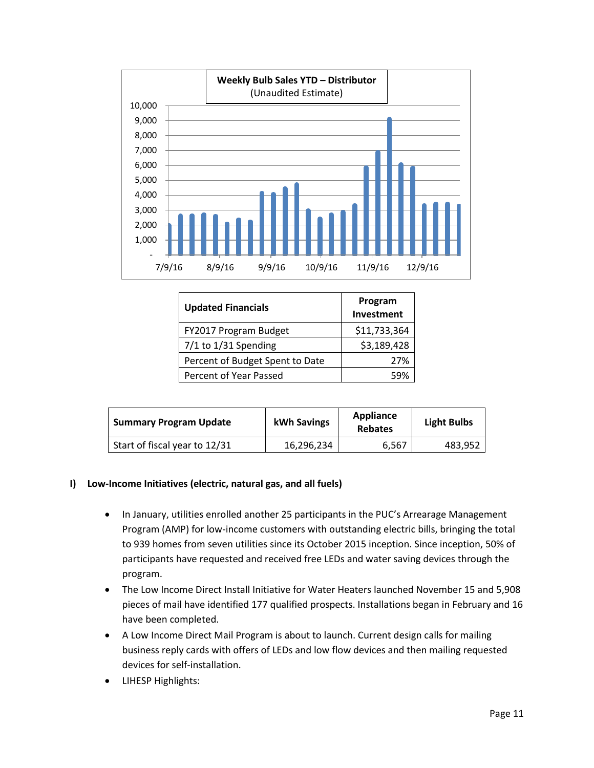**Weekly Bulb Sales YTD – Distributor**
(Unaudited Estimate)

| Updated Financials | Program Investment |
|---|---|
| FY2017 Program Budget | $11,733,364 |
| 7/1 to 1/31 Spending | $3,189,428 |
| Percent of Budget Spent to Date | 27% |
| Percent of Year Passed | 59% |

| Summary Program Update | kWh Savings | Appliance Rebates | Light Bulbs |
|---|---|---|---|
| Start of fiscal year to 12/31 | 16,296,234 | 6,567 | 483,952 |

**I) Low-Income Initiatives (electric, natural gas, and all fuels)**

- In January, utilities enrolled another 25 participants in the PUC's Arrearage Management Program (AMP) for low-income customers with outstanding electric bills, bringing the total to 939 homes from seven utilities since its October 2015 inception. Since inception, 50% of participants have requested and received free LEDs and water saving devices through the program.
- The Low Income Direct Install Initiative for Water Heaters launched November 15 and 5,908 pieces of mail have identified 177 qualified prospects. Installations began in February and 16 have been completed.
- A Low Income Direct Mail Program is about to launch. Current design calls for mailing business reply cards with offers of LEDs and low flow devices and then mailing requested devices for self-installation.
- LIHESP Highlights: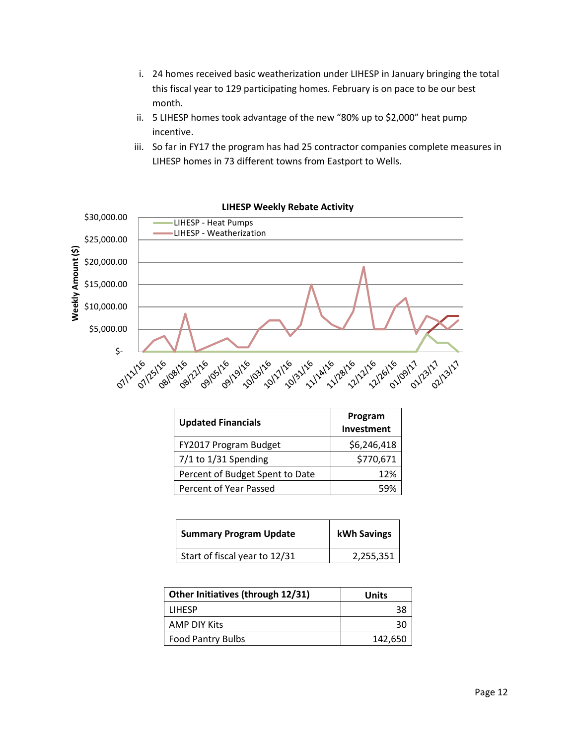i. 24 homes received basic weatherization under LIHESP in January bringing the total this fiscal year to 129 participating homes. February is on pace to be our best month.
ii. 5 LIHESP homes took advantage of the new "80% up to $2,000" heat pump incentive.
iii. So far in FY17 the program has had 25 contractor companies complete measures in LIHESP homes in 73 different towns from Eastport to Wells.

| Updated Financials | Program Investment |
|---|---|
| FY2017 Program Budget | $6,246,418 |
| 7/1 to 1/31 Spending | $770,671 |
| Percent of Budget Spent to Date | 12% |
| Percent of Year Passed | 59% |

| Summary Program Update | kWh Savings |
|---|---|
| Start of fiscal year to 12/31 | 2,255,351 |

| Other Initiatives (through 12/31) | Units |
|---|---|
| LIHESP | 38 |
| AMP DIY Kits | 30 |
| Food Pantry Bulbs | 142,650 |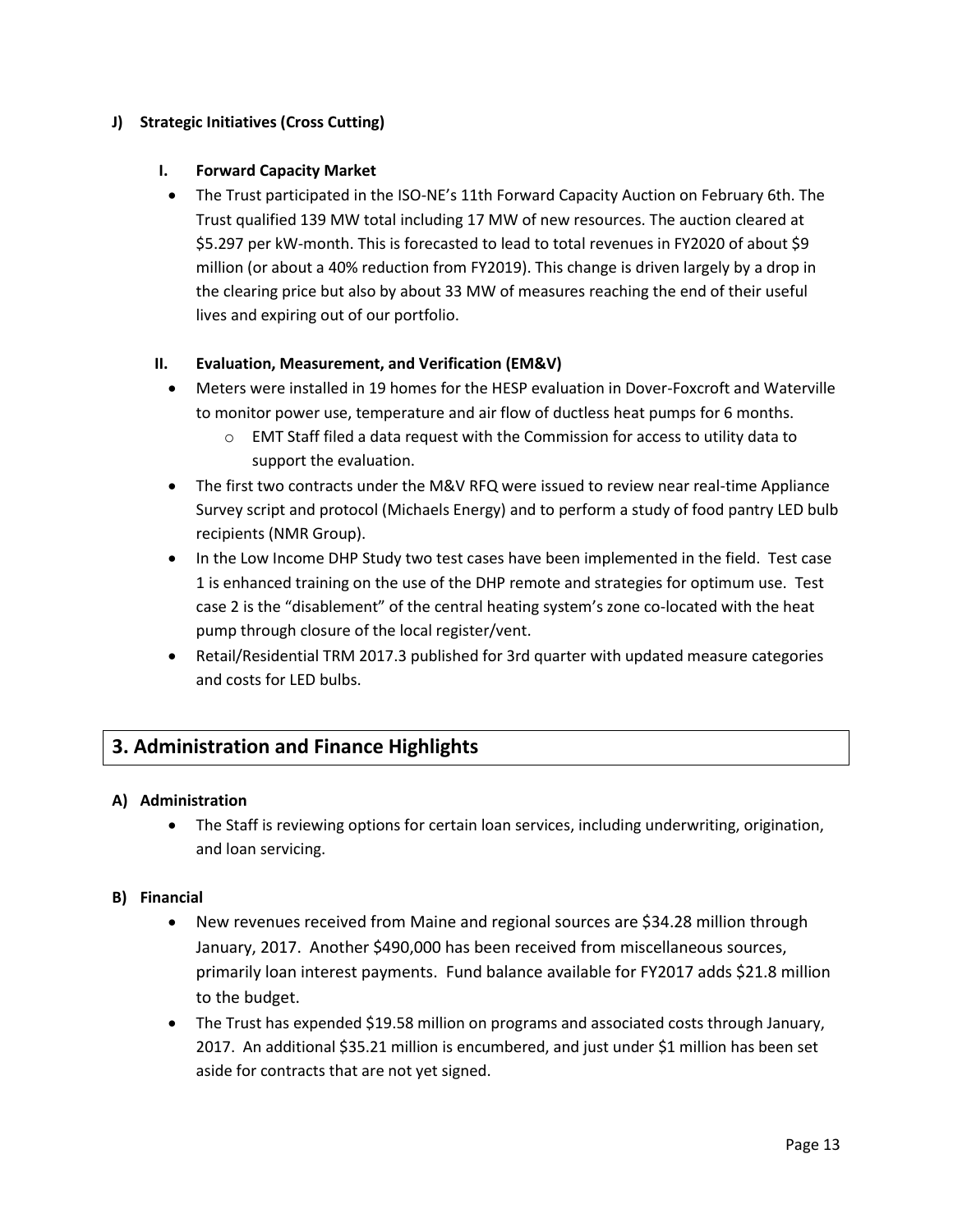#### J) Strategic Initiatives (Cross Cutting)

##### I. Forward Capacity Market

- The Trust participated in the ISO-NE's 11th Forward Capacity Auction on February 6th. The Trust qualified 139 MW total including 17 MW of new resources. The auction cleared at $5.297 per kW-month. This is forecasted to lead to total revenues in FY2020 of about $9 million (or about a 40% reduction from FY2019). This change is driven largely by a drop in the clearing price but also by about 33 MW of measures reaching the end of their useful lives and expiring out of our portfolio.

##### II. Evaluation, Measurement, and Verification (EM&V)

- Meters were installed in 19 homes for the HESP evaluation in Dover-Foxcroft and Waterville to monitor power use, temperature and air flow of ductless heat pumps for 6 months.
    - EMT Staff filed a data request with the Commission for access to utility data to support the evaluation.
- The first two contracts under the M&V RFQ were issued to review near real-time Appliance Survey script and protocol (Michaels Energy) and to perform a study of food pantry LED bulb recipients (NMR Group).
- In the Low Income DHP Study two test cases have been implemented in the field. Test case 1 is enhanced training on the use of the DHP remote and strategies for optimum use. Test case 2 is the "disablement" of the central heating system's zone co-located with the heat pump through closure of the local register/vent.
- Retail/Residential TRM 2017.3 published for 3rd quarter with updated measure categories and costs for LED bulbs.

## 3. Administration and Finance Highlights

#### A) Administration

- The Staff is reviewing options for certain loan services, including underwriting, origination, and loan servicing.

#### B) Financial

- New revenues received from Maine and regional sources are $34.28 million through January, 2017. Another $490,000 has been received from miscellaneous sources, primarily loan interest payments. Fund balance available for FY2017 adds $21.8 million to the budget.
- The Trust has expended $19.58 million on programs and associated costs through January, 2017. An additional $35.21 million is encumbered, and just under $1 million has been set aside for contracts that are not yet signed.